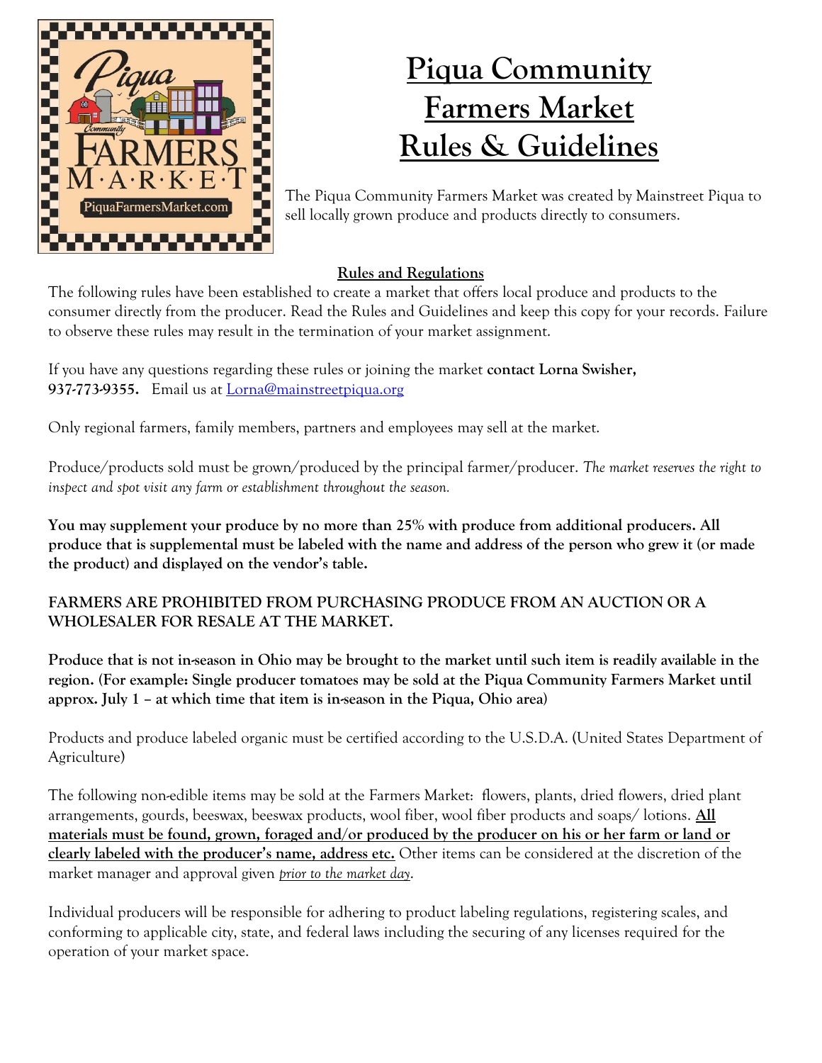# Piqua Community Farmers Market Rules & Guidelines

The Piqua Community Farmers Market was created by Mainstreet Piqua to sell locally grown produce and products directly to consumers.

## Rules and Regulations

The following rules have been established to create a market that offers local produce and products to the consumer directly from the producer. Read the Rules and Guidelines and keep this copy for your records. Failure to observe these rules may result in the termination of your market assignment.

If you have any questions regarding these rules or joining the market **contact Lorna Swisher, 937-773-9355.** Email us at Lorna@mainstreetpiqua.org

Only regional farmers, family members, partners and employees may sell at the market.

Produce/products sold must be grown/produced by the principal farmer/producer. *The market reserves the right to inspect and spot visit any farm or establishment throughout the season.*

**You may supplement your produce by no more than 25% with produce from additional producers. All produce that is supplemental must be labeled with the name and address of the person who grew it (or made the product) and displayed on the vendor's table.**

**FARMERS ARE PROHIBITED FROM PURCHASING PRODUCE FROM AN AUCTION OR A WHOLESALER FOR RESALE AT THE MARKET.**

**Produce that is not in-season in Ohio may be brought to the market until such item is readily available in the region. (For example: Single producer tomatoes may be sold at the Piqua Community Farmers Market until approx. July 1 – at which time that item is in-season in the Piqua, Ohio area)**

Products and produce labeled organic must be certified according to the U.S.D.A. (United States Department of Agriculture)

The following non-edible items may be sold at the Farmers Market: flowers, plants, dried flowers, dried plant arrangements, gourds, beeswax, beeswax products, wool fiber, wool fiber products and soaps/ lotions. **All materials must be found, grown, foraged and/or produced by the producer on his or her farm or land or clearly labeled with the producer's name, address etc.** Other items can be considered at the discretion of the market manager and approval given *prior to the market day*.

Individual producers will be responsible for adhering to product labeling regulations, registering scales, and conforming to applicable city, state, and federal laws including the securing of any licenses required for the operation of your market space.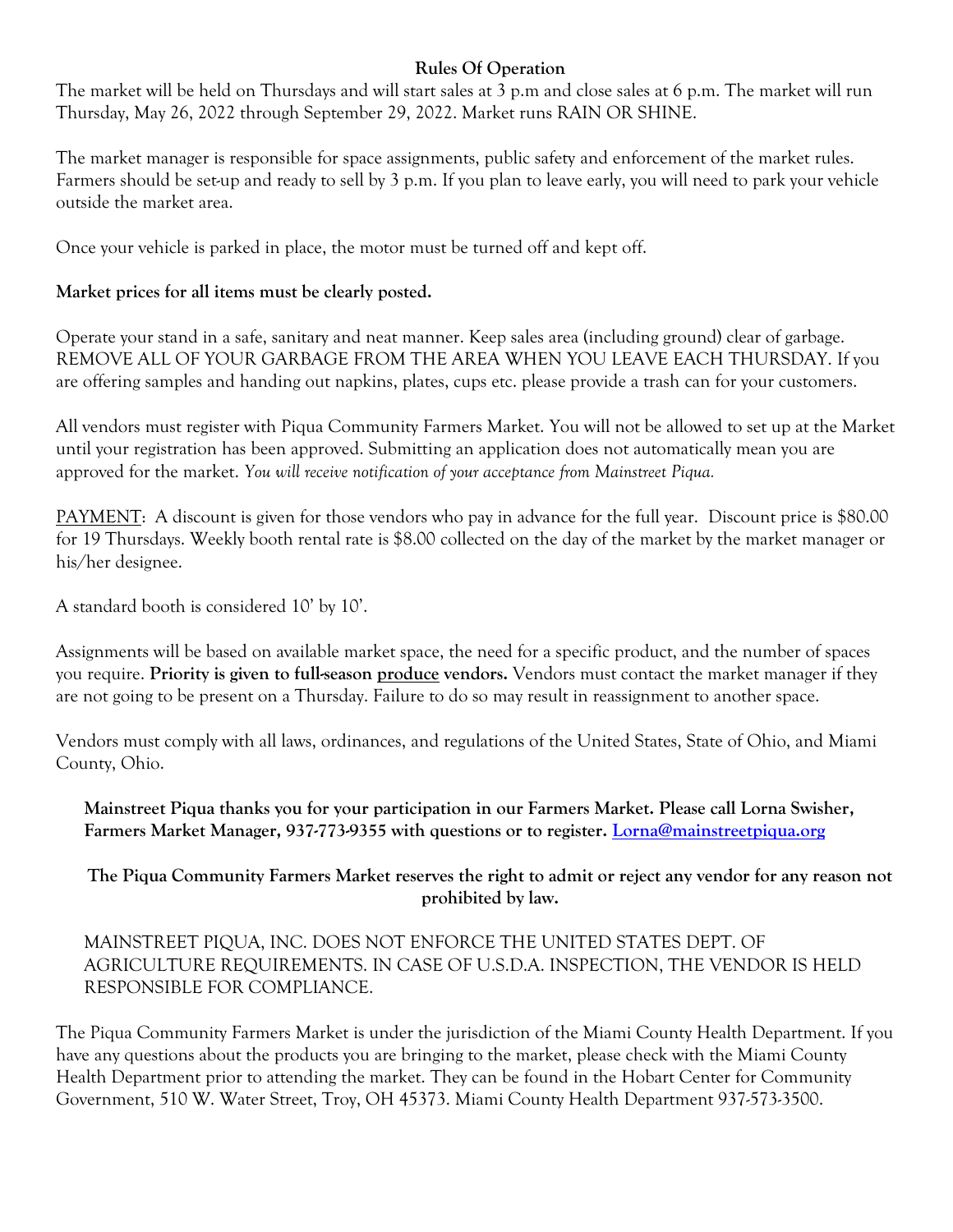## Rules Of Operation

The market will be held on Thursdays and will start sales at 3 p.m and close sales at 6 p.m. The market will run Thursday, May 26, 2022 through September 29, 2022. Market runs RAIN OR SHINE.

The market manager is responsible for space assignments, public safety and enforcement of the market rules. Farmers should be set-up and ready to sell by 3 p.m. If you plan to leave early, you will need to park your vehicle outside the market area.

Once your vehicle is parked in place, the motor must be turned off and kept off.

**Market prices for all items must be clearly posted.**

Operate your stand in a safe, sanitary and neat manner. Keep sales area (including ground) clear of garbage. REMOVE ALL OF YOUR GARBAGE FROM THE AREA WHEN YOU LEAVE EACH THURSDAY. If you are offering samples and handing out napkins, plates, cups etc. please provide a trash can for your customers.

All vendors must register with Piqua Community Farmers Market. You will not be allowed to set up at the Market until your registration has been approved. Submitting an application does not automatically mean you are approved for the market. *You will receive notification of your acceptance from Mainstreet Piqua.*

PAYMENT: A discount is given for those vendors who pay in advance for the full year. Discount price is $80.00 for 19 Thursdays. Weekly booth rental rate is $8.00 collected on the day of the market by the market manager or his/her designee.

A standard booth is considered 10' by 10'.

Assignments will be based on available market space, the need for a specific product, and the number of spaces you require. **Priority is given to full-season produce vendors.** Vendors must contact the market manager if they are not going to be present on a Thursday. Failure to do so may result in reassignment to another space.

Vendors must comply with all laws, ordinances, and regulations of the United States, State of Ohio, and Miami County, Ohio.

**Mainstreet Piqua thanks you for your participation in our Farmers Market. Please call Lorna Swisher, Farmers Market Manager, 937-773-9355 with questions or to register. Lorna@mainstreetpiqua.org**

**The Piqua Community Farmers Market reserves the right to admit or reject any vendor for any reason not prohibited by law.**

MAINSTREET PIQUA, INC. DOES NOT ENFORCE THE UNITED STATES DEPT. OF AGRICULTURE REQUIREMENTS. IN CASE OF U.S.D.A. INSPECTION, THE VENDOR IS HELD RESPONSIBLE FOR COMPLIANCE.

The Piqua Community Farmers Market is under the jurisdiction of the Miami County Health Department. If you have any questions about the products you are bringing to the market, please check with the Miami County Health Department prior to attending the market. They can be found in the Hobart Center for Community Government, 510 W. Water Street, Troy, OH 45373. Miami County Health Department 937-573-3500.